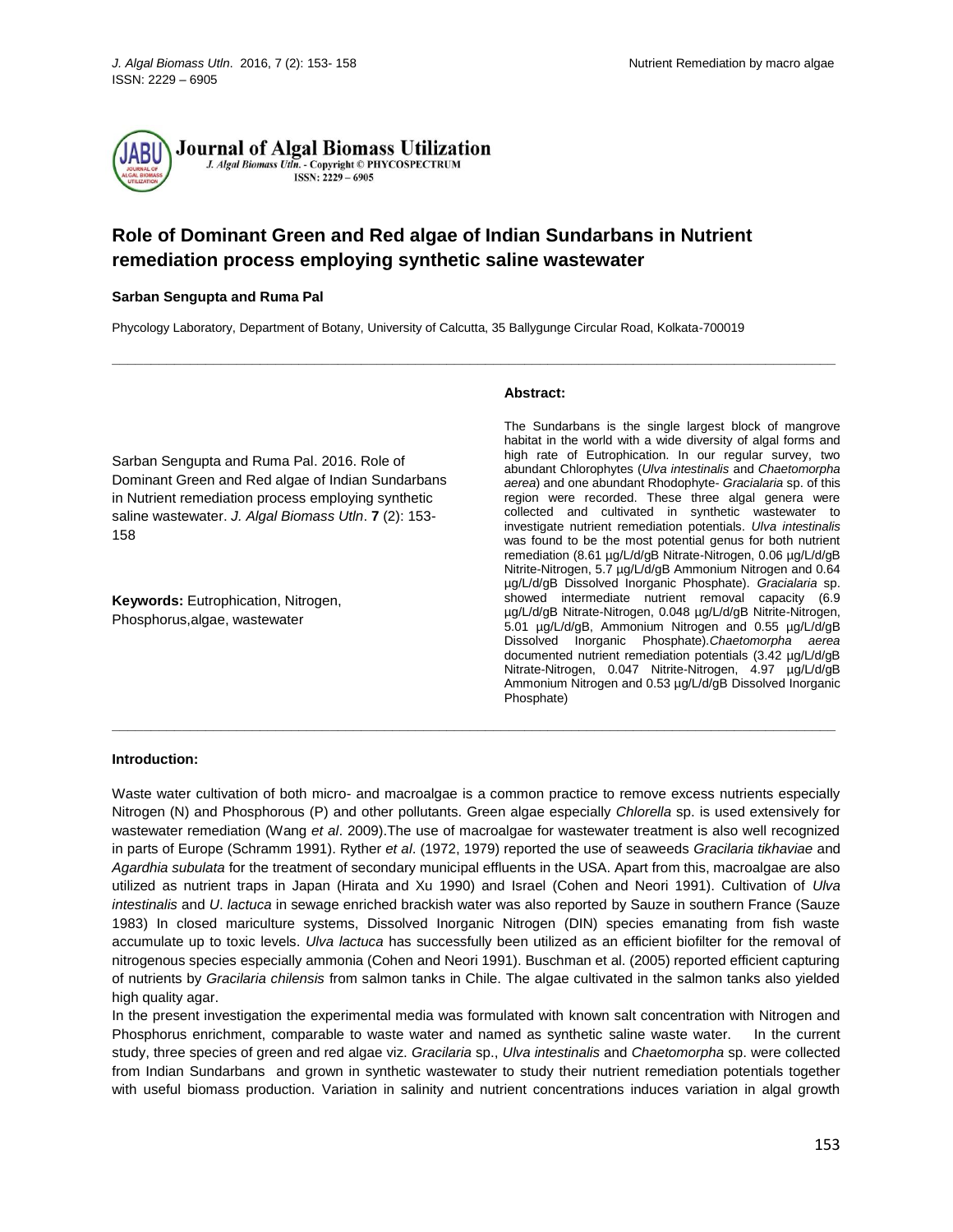# Role of Dominant Green and Red algae of Indian Sundarbans in Nutrient remediation process employing synthetic saline wastewater

**Sarban Sengupta and Ruma Pal**

Phycology Laboratory, Department of Botany, University of Calcutta, 35 Ballygunge Circular Road, Kolkata-700019

---

Sarban Sengupta and Ruma Pal. 2016. Role of Dominant Green and Red algae of Indian Sundarbans in Nutrient remediation process employing synthetic saline wastewater. *J. Algal Biomass Utln*. **7** (2): 153-158

**Keywords:** Eutrophication, Nitrogen, Phosphorus,algae, wastewater

**Abstract:**

The Sundarbans is the single largest block of mangrove habitat in the world with a wide diversity of algal forms and high rate of Eutrophication. In our regular survey, two abundant Chlorophytes (*Ulva intestinalis* and *Chaetomorpha aerea*) and one abundant Rhodophyte- *Gracialaria* sp. of this region were recorded. These three algal genera were collected and cultivated in synthetic wastewater to investigate nutrient remediation potentials. *Ulva intestinalis* was found to be the most potential genus for both nutrient remediation (8.61 µg/L/d/gB Nitrate-Nitrogen, 0.06 µg/L/d/gB Nitrite-Nitrogen, 5.7 µg/L/d/gB Ammonium Nitrogen and 0.64 µg/L/d/gB Dissolved Inorganic Phosphate). *Gracialaria* sp. showed intermediate nutrient removal capacity (6.9 µg/L/d/gB Nitrate-Nitrogen, 0.048 µg/L/d/gB Nitrite-Nitrogen, 5.01 µg/L/d/gB, Ammonium Nitrogen and 0.55 µg/L/d/gB Dissolved Inorganic Phosphate).*Chaetomorpha aerea* documented nutrient remediation potentials (3.42 µg/L/d/gB Nitrate-Nitrogen, 0.047 Nitrite-Nitrogen, 4.97 µg/L/d/gB Ammonium Nitrogen and 0.53 µg/L/d/gB Dissolved Inorganic Phosphate)

---

**Introduction:**

Waste water cultivation of both micro- and macroalgae is a common practice to remove excess nutrients especially Nitrogen (N) and Phosphorous (P) and other pollutants. Green algae especially *Chlorella* sp. is used extensively for wastewater remediation (Wang *et al*. 2009).The use of macroalgae for wastewater treatment is also well recognized in parts of Europe (Schramm 1991). Ryther *et al*. (1972, 1979) reported the use of seaweeds *Gracilaria tikhaviae* and *Agardhia subulata* for the treatment of secondary municipal effluents in the USA. Apart from this, macroalgae are also utilized as nutrient traps in Japan (Hirata and Xu 1990) and Israel (Cohen and Neori 1991). Cultivation of *Ulva intestinalis* and *U*. *lactuca* in sewage enriched brackish water was also reported by Sauze in southern France (Sauze 1983) In closed mariculture systems, Dissolved Inorganic Nitrogen (DIN) species emanating from fish waste accumulate up to toxic levels. *Ulva lactuca* has successfully been utilized as an efficient biofilter for the removal of nitrogenous species especially ammonia (Cohen and Neori 1991). Buschman et al. (2005) reported efficient capturing of nutrients by *Gracilaria chilensis* from salmon tanks in Chile. The algae cultivated in the salmon tanks also yielded high quality agar.

In the present investigation the experimental media was formulated with known salt concentration with Nitrogen and Phosphorus enrichment, comparable to waste water and named as synthetic saline waste water. In the current study, three species of green and red algae viz. *Gracilaria* sp., *Ulva intestinalis* and *Chaetomorpha* sp. were collected from Indian Sundarbans and grown in synthetic wastewater to study their nutrient remediation potentials together with useful biomass production. Variation in salinity and nutrient concentrations induces variation in algal growth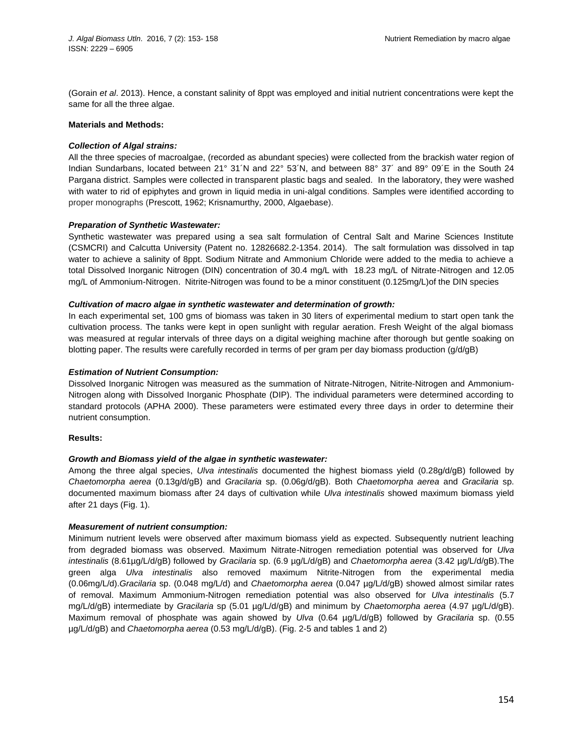(Gorain *et al*. 2013). Hence, a constant salinity of 8ppt was employed and initial nutrient concentrations were kept the same for all the three algae.

**Materials and Methods:**

***Collection of Algal strains:***

All the three species of macroalgae, (recorded as abundant species) were collected from the brackish water region of Indian Sundarbans, located between 21° 31´N and 22° 53´N, and between 88° 37´ and 89° 09´E in the South 24 Pargana district. Samples were collected in transparent plastic bags and sealed. In the laboratory, they were washed with water to rid of epiphytes and grown in liquid media in uni-algal conditions. Samples were identified according to proper monographs (Prescott, 1962; Krisnamurthy, 2000, Algaebase).

***Preparation of Synthetic Wastewater:***

Synthetic wastewater was prepared using a sea salt formulation of Central Salt and Marine Sciences Institute (CSMCRI) and Calcutta University (Patent no. 12826682.2-1354. 2014). The salt formulation was dissolved in tap water to achieve a salinity of 8ppt. Sodium Nitrate and Ammonium Chloride were added to the media to achieve a total Dissolved Inorganic Nitrogen (DIN) concentration of 30.4 mg/L with 18.23 mg/L of Nitrate-Nitrogen and 12.05 mg/L of Ammonium-Nitrogen. Nitrite-Nitrogen was found to be a minor constituent (0.125mg/L)of the DIN species

***Cultivation of macro algae in synthetic wastewater and determination of growth:***

In each experimental set, 100 gms of biomass was taken in 30 liters of experimental medium to start open tank the cultivation process. The tanks were kept in open sunlight with regular aeration. Fresh Weight of the algal biomass was measured at regular intervals of three days on a digital weighing machine after thorough but gentle soaking on blotting paper. The results were carefully recorded in terms of per gram per day biomass production (g/d/gB)

***Estimation of Nutrient Consumption:***

Dissolved Inorganic Nitrogen was measured as the summation of Nitrate-Nitrogen, Nitrite-Nitrogen and Ammonium-Nitrogen along with Dissolved Inorganic Phosphate (DIP). The individual parameters were determined according to standard protocols (APHA 2000). These parameters were estimated every three days in order to determine their nutrient consumption.

**Results:**

***Growth and Biomass yield of the algae in synthetic wastewater:***

Among the three algal species, *Ulva intestinalis* documented the highest biomass yield (0.28g/d/gB) followed by *Chaetomorpha aerea* (0.13g/d/gB) and *Gracilaria* sp. (0.06g/d/gB). Both *Chaetomorpha aerea* and *Gracilaria* sp. documented maximum biomass after 24 days of cultivation while *Ulva intestinalis* showed maximum biomass yield after 21 days (Fig. 1).

***Measurement of nutrient consumption:***

Minimum nutrient levels were observed after maximum biomass yield as expected. Subsequently nutrient leaching from degraded biomass was observed. Maximum Nitrate-Nitrogen remediation potential was observed for *Ulva intestinalis* (8.61µg/L/d/gB) followed by *Gracilaria* sp. (6.9 µg/L/d/gB) and *Chaetomorpha aerea* (3.42 µg/L/d/gB).The green alga *Ulva intestinalis* also removed maximum Nitrite-Nitrogen from the experimental media (0.06mg/L/d).*Gracilaria* sp. (0.048 mg/L/d) and *Chaetomorpha aerea* (0.047 µg/L/d/gB) showed almost similar rates of removal. Maximum Ammonium-Nitrogen remediation potential was also observed for *Ulva intestinalis* (5.7 mg/L/d/gB) intermediate by *Gracilaria* sp (5.01 µg/L/d/gB) and minimum by *Chaetomorpha aerea* (4.97 µg/L/d/gB). Maximum removal of phosphate was again showed by *Ulva* (0.64 µg/L/d/gB) followed by *Gracilaria* sp. (0.55 µg/L/d/gB) and *Chaetomorpha aerea* (0.53 mg/L/d/gB). (Fig. 2-5 and tables 1 and 2)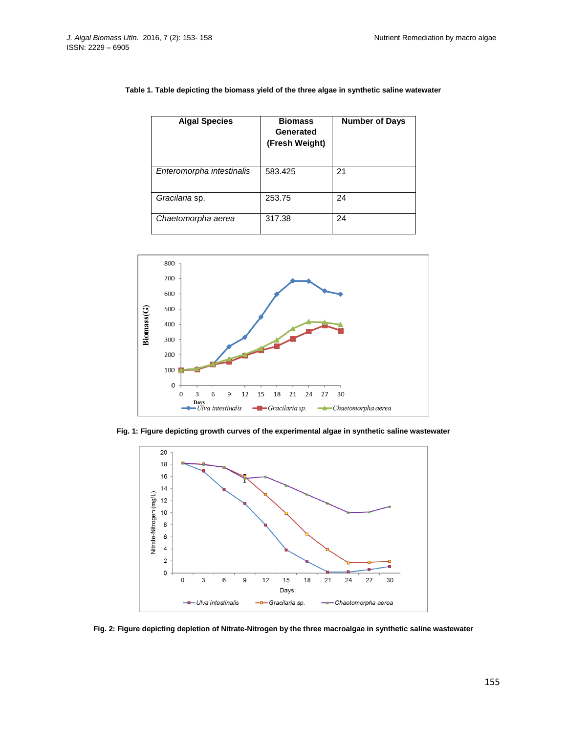**Table 1. Table depicting the biomass yield of the three algae in synthetic saline watewater**

| Algal Species | Biomass Generated (Fresh Weight) | Number of Days |
|---|---|---|
| *Enteromorpha intestinalis* | 583.425 | 21 |
| *Gracilaria* sp. | 253.75 | 24 |
| *Chaetomorpha aerea* | 317.38 | 24 |

**Fig. 1: Figure depicting growth curves of the experimental algae in synthetic saline wastewater**

**Fig. 2: Figure depicting depletion of Nitrate-Nitrogen by the three macroalgae in synthetic saline wastewater**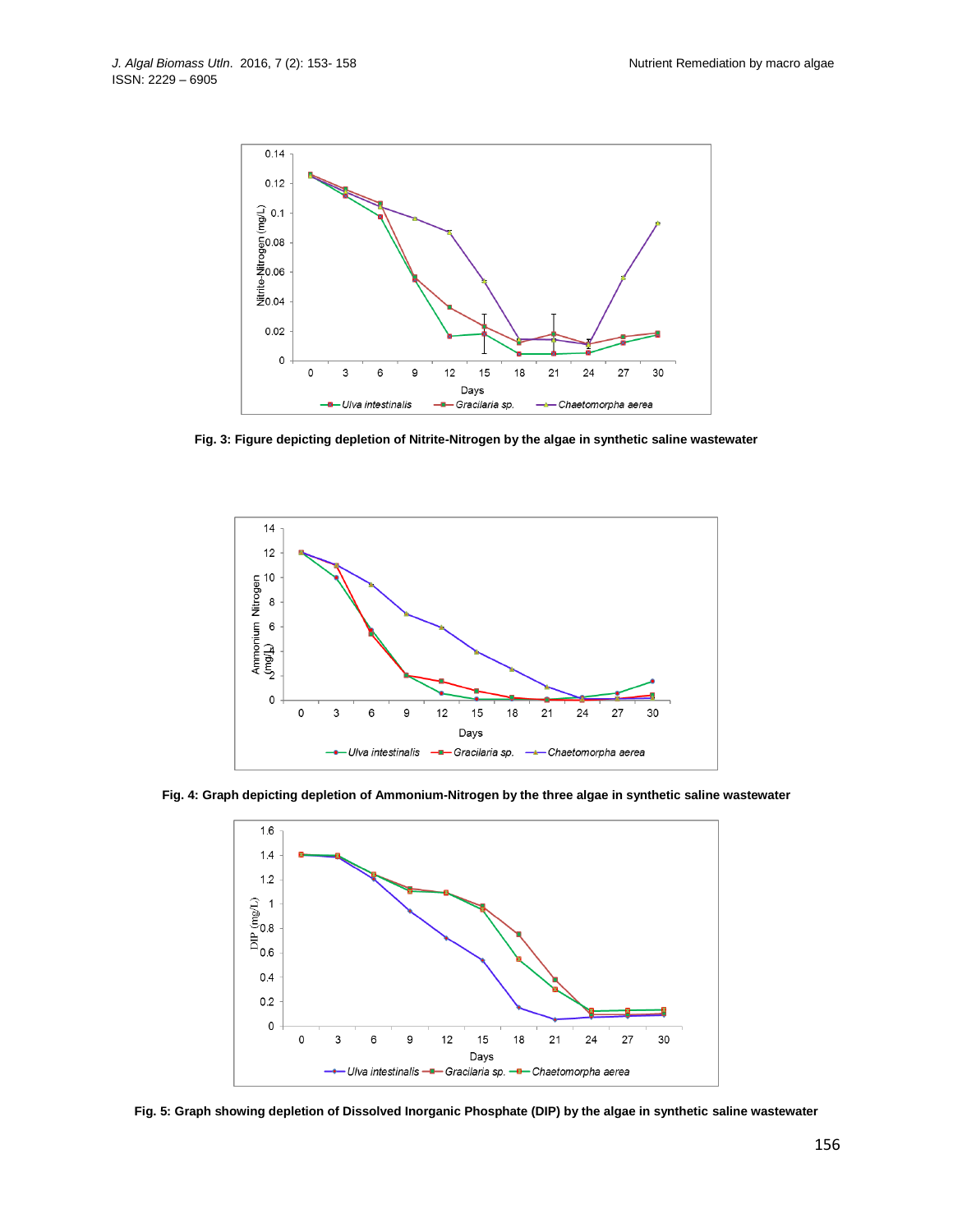Fig. 3: Figure depicting depletion of Nitrite-Nitrogen by the algae in synthetic saline wastewater

Fig. 4: Graph depicting depletion of Ammonium-Nitrogen by the three algae in synthetic saline wastewater

Fig. 5: Graph showing depletion of Dissolved Inorganic Phosphate (DIP) by the algae in synthetic saline wastewater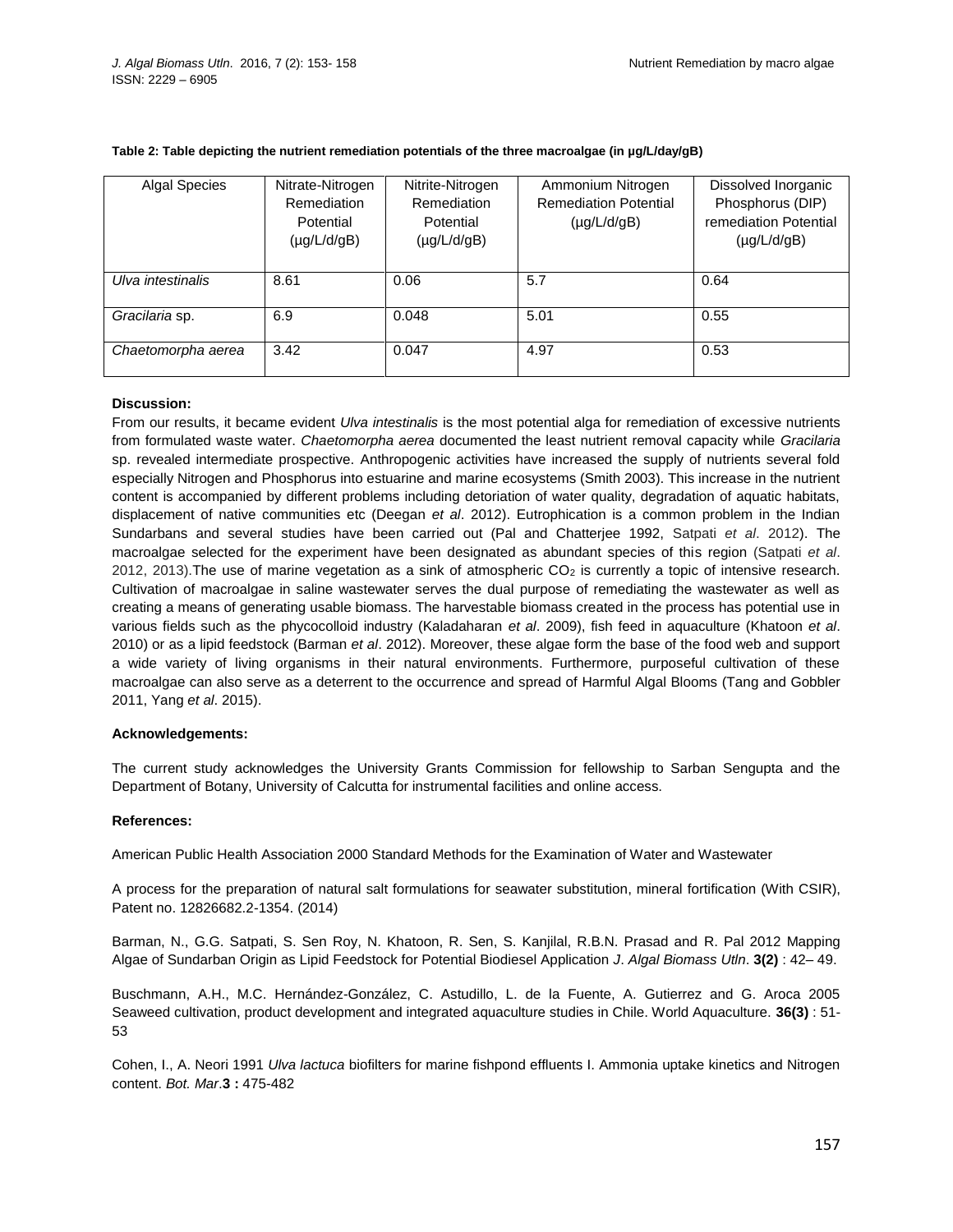**Table 2: Table depicting the nutrient remediation potentials of the three macroalgae (in µg/L/day/gB)**

| Algal Species | Nitrate-Nitrogen Remediation Potential (µg/L/d/gB) | Nitrite-Nitrogen Remediation Potential (µg/L/d/gB) | Ammonium Nitrogen Remediation Potential (µg/L/d/gB) | Dissolved Inorganic Phosphorus (DIP) remediation Potential (µg/L/d/gB) |
|---|---|---|---|---|
| *Ulva intestinalis* | 8.61 | 0.06 | 5.7 | 0.64 |
| *Gracilaria* sp. | 6.9 | 0.048 | 5.01 | 0.55 |
| *Chaetomorpha aerea* | 3.42 | 0.047 | 4.97 | 0.53 |

**Discussion:**

From our results, it became evident *Ulva intestinalis* is the most potential alga for remediation of excessive nutrients from formulated waste water. *Chaetomorpha aerea* documented the least nutrient removal capacity while *Gracilaria* sp. revealed intermediate prospective. Anthropogenic activities have increased the supply of nutrients several fold especially Nitrogen and Phosphorus into estuarine and marine ecosystems (Smith 2003). This increase in the nutrient content is accompanied by different problems including detoriation of water quality, degradation of aquatic habitats, displacement of native communities etc (Deegan *et al*. 2012). Eutrophication is a common problem in the Indian Sundarbans and several studies have been carried out (Pal and Chatterjee 1992, Satpati *et al*. 2012). The macroalgae selected for the experiment have been designated as abundant species of this region (Satpati *et al*. 2012, 2013).The use of marine vegetation as a sink of atmospheric $CO_2$ is currently a topic of intensive research. Cultivation of macroalgae in saline wastewater serves the dual purpose of remediating the wastewater as well as creating a means of generating usable biomass. The harvestable biomass created in the process has potential use in various fields such as the phycocolloid industry (Kaladaharan *et al*. 2009), fish feed in aquaculture (Khatoon *et al*. 2010) or as a lipid feedstock (Barman *et al*. 2012). Moreover, these algae form the base of the food web and support a wide variety of living organisms in their natural environments. Furthermore, purposeful cultivation of these macroalgae can also serve as a deterrent to the occurrence and spread of Harmful Algal Blooms (Tang and Gobbler 2011, Yang *et al*. 2015).

**Acknowledgements:**

The current study acknowledges the University Grants Commission for fellowship to Sarban Sengupta and the Department of Botany, University of Calcutta for instrumental facilities and online access.

**References:**

American Public Health Association 2000 Standard Methods for the Examination of Water and Wastewater

A process for the preparation of natural salt formulations for seawater substitution, mineral fortification (With CSIR), Patent no. 12826682.2-1354. (2014)

Barman, N., G.G. Satpati, S. Sen Roy, N. Khatoon, R. Sen, S. Kanjilal, R.B.N. Prasad and R. Pal 2012 Mapping Algae of Sundarban Origin as Lipid Feedstock for Potential Biodiesel Application *J. Algal Biomass Utln*. **3(2)** : 42– 49.

Buschmann, A.H., M.C. Hernández-González, C. Astudillo, L. de la Fuente, A. Gutierrez and G. Aroca 2005 Seaweed cultivation, product development and integrated aquaculture studies in Chile. World Aquaculture. **36(3)** : 51-53

Cohen, I., A. Neori 1991 *Ulva lactuca* biofilters for marine fishpond effluents I. Ammonia uptake kinetics and Nitrogen content. *Bot. Mar*.**3 :** 475-482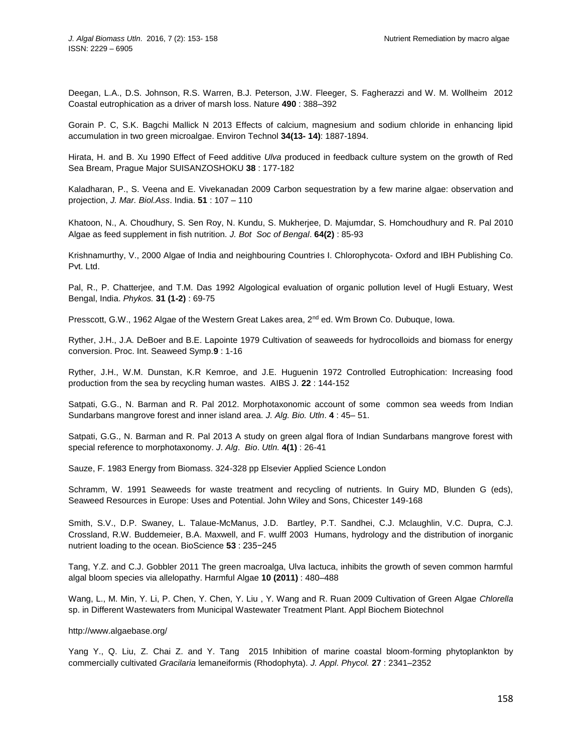Deegan, L.A., D.S. Johnson, R.S. Warren, B.J. Peterson, J.W. Fleeger, S. Fagherazzi and W. M. Wollheim 2012 Coastal eutrophication as a driver of marsh loss. Nature **490** : 388–392

Gorain P. C, S.K. Bagchi Mallick N 2013 Effects of calcium, magnesium and sodium chloride in enhancing lipid accumulation in two green microalgae. Environ Technol **34(13- 14)**: 1887-1894.

Hirata, H. and B. Xu 1990 Effect of Feed additive *Ulva* produced in feedback culture system on the growth of Red Sea Bream, Prague Major SUISANZOSHOKU **38** : 177-182

Kaladharan, P., S. Veena and E. Vivekanadan 2009 Carbon sequestration by a few marine algae: observation and projection, *J. Mar. Biol.Ass*. India. **51** : 107 – 110

Khatoon, N., A. Choudhury, S. Sen Roy, N. Kundu, S. Mukherjee, D. Majumdar, S. Homchoudhury and R. Pal 2010 Algae as feed supplement in fish nutrition. *J. Bot Soc of Bengal*. **64(2)** : 85-93

Krishnamurthy, V., 2000 Algae of India and neighbouring Countries I. Chlorophycota- Oxford and IBH Publishing Co. Pvt. Ltd.

Pal, R., P. Chatterjee, and T.M. Das 1992 Algological evaluation of organic pollution level of Hugli Estuary, West Bengal, India. *Phykos.* **31 (1-2)** : 69-75

Presscott, G.W., 1962 Algae of the Western Great Lakes area, 2nd ed. Wm Brown Co. Dubuque, Iowa.

Ryther, J.H., J.A. DeBoer and B.E. Lapointe 1979 Cultivation of seaweeds for hydrocolloids and biomass for energy conversion. Proc. Int. Seaweed Symp.**9** : 1-16

Ryther, J.H., W.M. Dunstan, K.R Kemroe, and J.E. Huguenin 1972 Controlled Eutrophication: Increasing food production from the sea by recycling human wastes. AIBS J. **22** : 144-152

Satpati, G.G., N. Barman and R. Pal 2012. Morphotaxonomic account of some common sea weeds from Indian Sundarbans mangrove forest and inner island area. *J. Alg. Bio. Utln*. **4** : 45– 51.

Satpati, G.G., N. Barman and R. Pal 2013 A study on green algal flora of Indian Sundarbans mangrove forest with special reference to morphotaxonomy. *J. Alg. Bio. Utln.* **4(1)** : 26-41

Sauze, F. 1983 Energy from Biomass. 324-328 pp Elsevier Applied Science London

Schramm, W. 1991 Seaweeds for waste treatment and recycling of nutrients. In Guiry MD, Blunden G (eds), Seaweed Resources in Europe: Uses and Potential. John Wiley and Sons, Chicester 149-168

Smith, S.V., D.P. Swaney, L. Talaue-McManus, J.D. Bartley, P.T. Sandhei, C.J. Mclaughlin, V.C. Dupra, C.J. Crossland, R.W. Buddemeier, B.A. Maxwell, and F. wulff 2003 Humans, hydrology and the distribution of inorganic nutrient loading to the ocean. BioScience **53** : 235−245

Tang, Y.Z. and C.J. Gobbler 2011 The green macroalga, Ulva lactuca, inhibits the growth of seven common harmful algal bloom species via allelopathy. Harmful Algae **10 (2011)** : 480–488

Wang, L., M. Min, Y. Li, P. Chen, Y. Chen, Y. Liu , Y. Wang and R. Ruan 2009 Cultivation of Green Algae *Chlorella* sp. in Different Wastewaters from Municipal Wastewater Treatment Plant. Appl Biochem Biotechnol

http://www.algaebase.org/

Yang Y., Q. Liu, Z. Chai Z. and Y. Tang 2015 Inhibition of marine coastal bloom-forming phytoplankton by commercially cultivated *Gracilaria* lemaneiformis (Rhodophyta). *J. Appl. Phycol.* **27** : 2341–2352